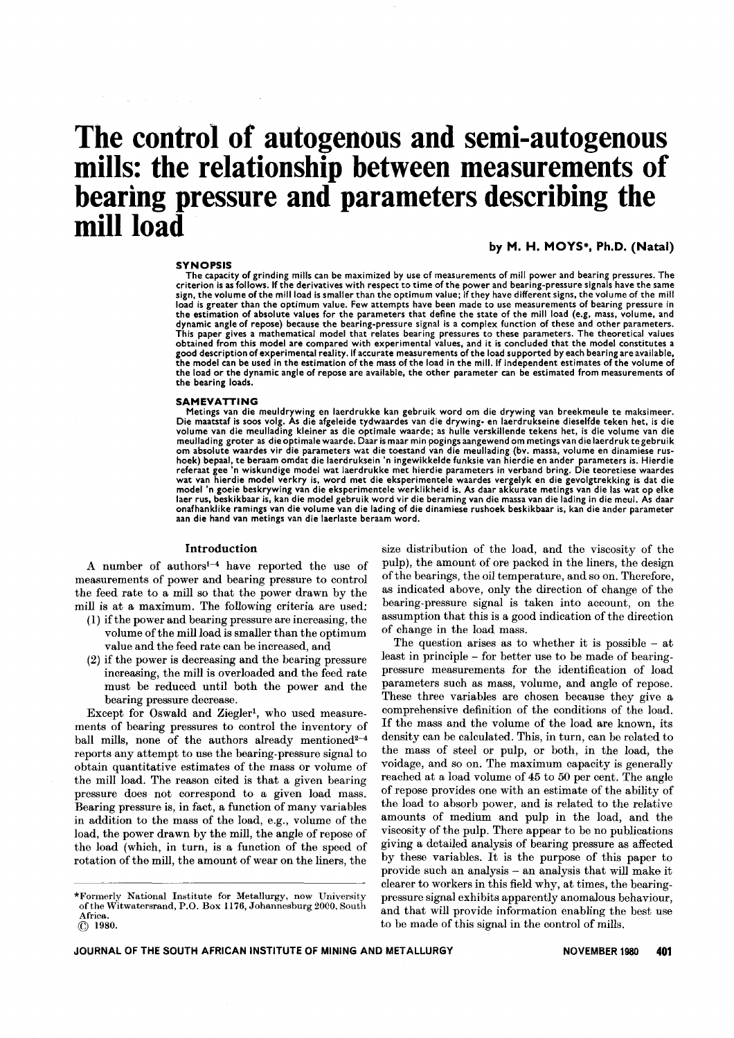# The control of autogenous and semi-autogenous mills: the relationship between measurements of bearing pressure and parameters describing the mill load

**by M. H. MOYS\*, Ph.D. (Natal)**

## SYNOPSIS

The capacity of grinding mills can be maximized by use of measurements of mill power and bearing pressures. The criterion is as follows. If the derivatives with respect to time of the power and bearing-pressure signals have the same sign, the volume of the mill load is smaller than the optimum value; if they have different signs, the volume of the mill load is greater than the optimum value. Few attempts have been made to use measurements of bearing pressure in the estimation of absolute values for the parameters that define the state of the mill load (e.g. mass, volume, and dynamic angle of repose) because the bearing-pressure signal is a complex function of these and other parameters. This paper gives a mathematical model that relates bearing pressures to these parameters. The theoretical values obtained from this model are compared with experimental values, and it is concluded that the model constitutes a good description of experimental reality. If accurate measurements of the load supported by each bearing are available, the model can be used in the estimation of the mass of the load in the mill. If independent estimates of the volume of the load or the dynamic angle of repose are available, the other parameter can be estimated from measurements of the bearing loads.

## SAMEVATTING

Metings van die meuldrywing en laerdrukke kan gebruik word om die drywing van breekmeule te maksimeer. Die maatstaf is soos volg. As die afgeleide tydwaardes van die drywing- en laerdrukseine dieselfde teken het, is die volume van die meullading kleiner as die optimale waarde; as hulle verskillende tekens het, is die volume van die meullading groter as die optimale waarde. Daar is maar min pogings aangewend om metings van die laerdruk te gebruik om absolute waardes vir die parameters wat die toestand van die meullading (bv. massa, volume en dinamiese rushoek) bepaal, te beraam omdat die laerdruksein 'n ingewikkelde funksie van hierdie en ander parameters is. Hierdie referaat gee 'n wiskundige model wat laerdrukke met hierdie parameters in verband bring. Die teoretiese waardes wat van hierdie model verkry is, word met die eksperimentele waardes vergelyk en die gevolgtrekking is dat die model 'n goeie beskrywing van die eksperimentele werklikheid is. As daar akkurate metings van die las wat op elke laer rus, beskikbaar is, kan die model gebruik word vir die beraming van die massa van die lading in die meul. As daar onafhanklike ramings van die volume van die lading of die dinamiese rushoek beskikbaar is, kan die ander parameter aan die hand van metings van die laerlaste beraam word.

## Introduction

A number of authors[1-4] have reported the use of measurements of power and bearing pressure to control the feed rate to a mill so that the power drawn by the mill is at a maximum. The following criteria are used:

(1) if the power and bearing pressure are increasing, the volume of the mill load is smaller than the optimum value and the feed rate can be increased, and

(2) if the power is decreasing and the bearing pressure increasing, the mill is overloaded and the feed rate must be reduced until both the power and the bearing pressure decrease.

Except for Oswald and Ziegler[1], who used measurements of bearing pressures to control the inventory of ball mills, none of the authors already mentioned[2-4] reports any attempt to use the bearing-pressure signal to obtain quantitative estimates of the mass or volume of the mill load. The reason cited is that a given bearing pressure does not correspond to a given load mass. Bearing pressure is, in fact, a function of many variables in addition to the mass of the load, e.g., volume of the load, the power drawn by the mill, the angle of repose of the load (which, in turn, is a function of the speed of rotation of the mill, the amount of wear on the liners, the size distribution of the load, and the viscosity of the pulp), the amount of ore packed in the liners, the design of the bearings, the oil temperature, and so on. Therefore, as indicated above, only the direction of change of the bearing-pressure signal is taken into account, on the assumption that this is a good indication of the direction of change in the load mass.

The question arises as to whether it is possible – at least in principle – for better use to be made of bearing-pressure measurements for the identification of load parameters such as mass, volume, and angle of repose. These three variables are chosen because they give a comprehensive definition of the conditions of the load. If the mass and the volume of the load are known, its density can be calculated. This, in turn, can be related to the mass of steel or pulp, or both, in the load, the voidage, and so on. The maximum capacity is generally reached at a load volume of 45 to 50 per cent. The angle of repose provides one with an estimate of the ability of the load to absorb power, and is related to the relative amounts of medium and pulp in the load, and the viscosity of the pulp. There appear to be no publications giving a detailed analysis of bearing pressure as affected by these variables. It is the purpose of this paper to provide such an analysis – an analysis that will make it clearer to workers in this field why, at times, the bearing-pressure signal exhibits apparently anomalous behaviour, and that will provide information enabling the best use to be made of this signal in the control of mills.

---

\*Formerly National Institute for Metallurgy, now University of the Witwatersrand, P.O. Box 1176, Johannesburg 2000, South Africa.
© 1980.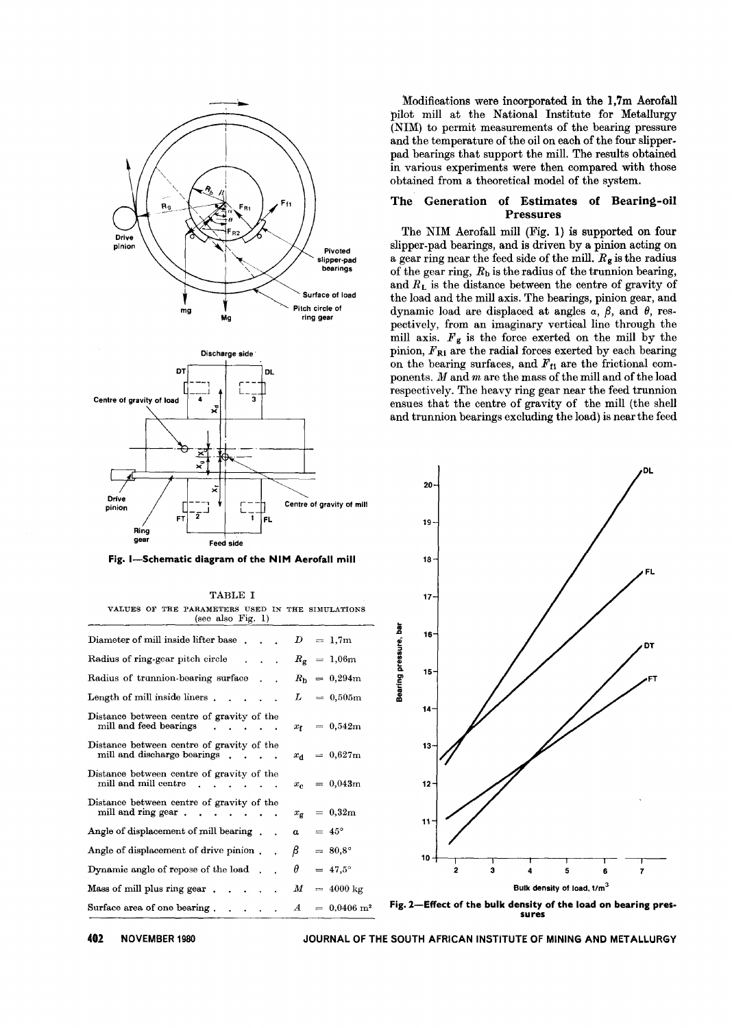Fig. 1—Schematic diagram of the NIM Aerofall mill

TABLE I

VALUES OF THE PARAMETERS USED IN THE SIMULATIONS (see also Fig. 1)

| Parameter | Symbol | Value |
|---|---|---|
| Diameter of mill inside lifter base | $D$ | = 1,7m |
| Radius of ring-gear pitch circle | $R_g$ | = 1,06m |
| Radius of trunnion-bearing surface | $R_b$ | = 0,294m |
| Length of mill inside liners | $L$ | = 0,505m |
| Distance between centre of gravity of the mill and feed bearings | $x_f$ | = 0,542m |
| Distance between centre of gravity of the mill and discharge bearings | $x_d$ | = 0,627m |
| Distance between centre of gravity of the mill and mill centre | $x_c$ | = 0,043m |
| Distance between centre of gravity of the mill and ring gear | $x_g$ | = 0,32m |
| Angle of displacement of mill bearing | $\alpha$ | = 45° |
| Angle of displacement of drive pinion | $\beta$ | = 80,8° |
| Dynamic angle of repose of the load | $\theta$ | = 47,5° |
| Mass of mill plus ring gear | $M$ | = 4000 kg |
| Surface area of one bearing | $A$ | = 0,0406 m² |

Modifications were incorporated in the 1,7m Aerofall pilot mill at the National Institute for Metallurgy (NIM) to permit measurements of the bearing pressure and the temperature of the oil on each of the four slipper-pad bearings that support the mill. The results obtained in various experiments were then compared with those obtained from a theoretical model of the system.

## The Generation of Estimates of Bearing-oil Pressures

The NIM Aerofall mill (Fig. 1) is supported on four slipper-pad bearings, and is driven by a pinion acting on a gear ring near the feed side of the mill. $R_g$ is the radius of the gear ring, $R_b$ is the radius of the trunnion bearing, and $R_L$ is the distance between the centre of gravity of the load and the mill axis. The bearings, pinion gear, and dynamic load are displaced at angles $\alpha$, $\beta$, and $\theta$, respectively, from an imaginary vertical line through the mill axis. $F_g$ is the force exerted on the mill by the pinion, $F_{Ri}$ are the radial forces exerted by each bearing on the bearing surfaces, and $F_{fi}$ are the frictional components. $M$ and $m$ are the mass of the mill and of the load respectively. The heavy ring gear near the feed trunnion ensues that the centre of gravity of the mill (the shell and trunnion bearings excluding the load) is near the feed

Fig. 2—Effect of the bulk density of the load on bearing pressures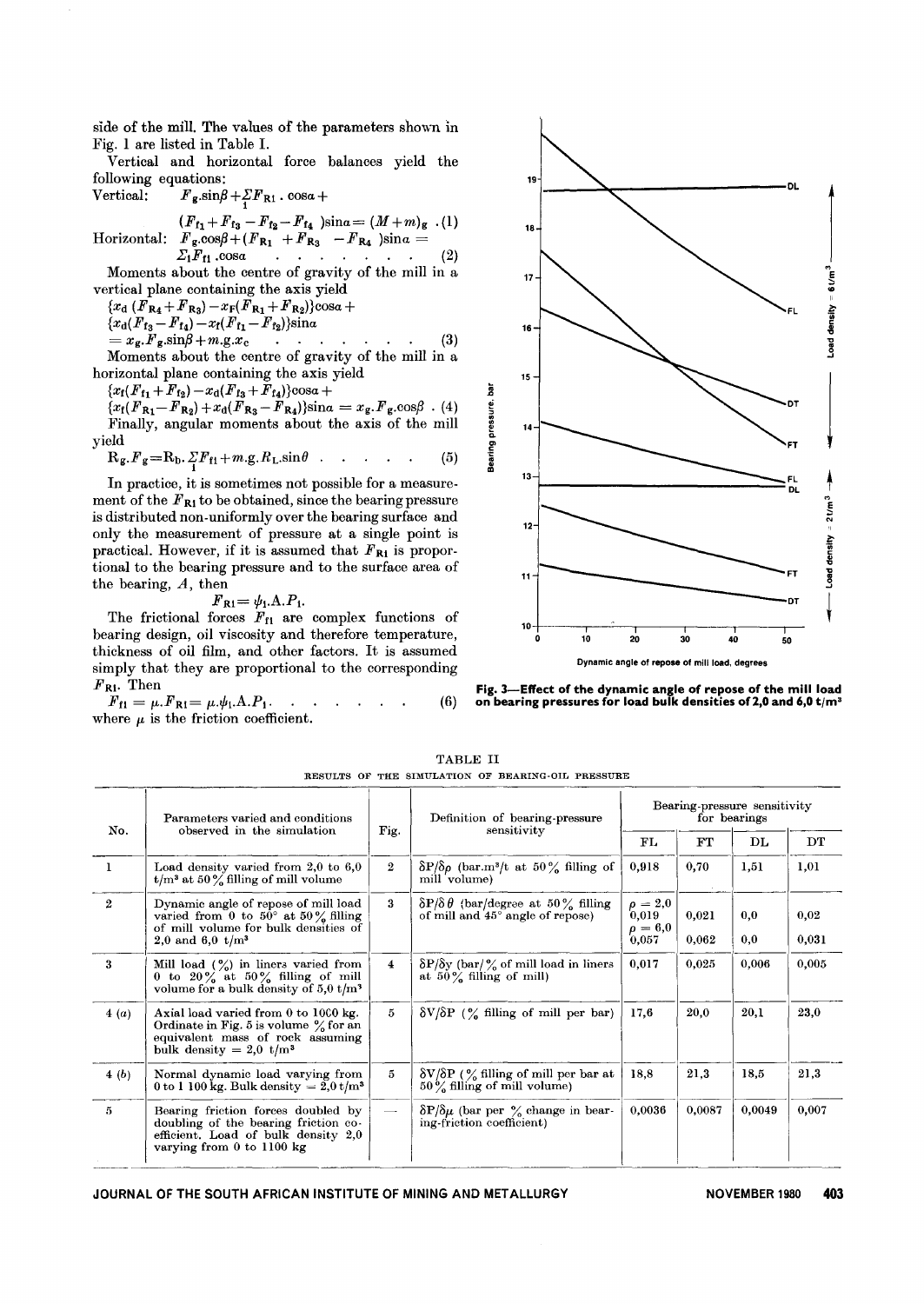side of the mill. The values of the parameters shown in Fig. 1 are listed in Table I.

Vertical and horizontal force balances yield the following equations:

Vertical: $F_g.\sin\beta + \Sigma_1 F_{Ri}.\cos\alpha + (F_{f1} + F_{f3} - F_{f2} - F_{f4})\sin\alpha = (M+m)_g$ . (1)

Horizontal: $F_g.\cos\beta + (F_{R1} + F_{R3} - F_{R4})\sin\alpha = \Sigma_1 F_{fi}.\cos\alpha$ . . . . . . . . (2)

Moments about the centre of gravity of the mill in a vertical plane containing the axis yield

$$\{x_d(F_{R4}+F_{R3}) - x_F(F_{R1}+F_{R2})\}\cos\alpha + \{x_d(F_{f3}-F_{f4}) - x_f(F_{f1}-F_{f2})\}\sin\alpha = x_g.F_g.\sin\beta + m.g.x_c \quad . . . . . . . . (3)$$

Moments about the centre of gravity of the mill in a horizontal plane containing the axis yield

$$\{x_f(F_{f1}+F_{f2}) - x_d(F_{f3}+F_{f4})\}\cos\alpha + \{x_f(F_{R1}-F_{R2}) + x_d(F_{R3}-F_{R4})\}\sin\alpha = x_g.F_g.\cos\beta \; . (4)$$

Finally, angular moments about the axis of the mill yield

$$R_g.F_g = R_b.\Sigma_1 F_{fi} + m.g.R_L.\sin\theta \quad . . . . . (5)$$

In practice, it is sometimes not possible for a measurement of the $F_{Ri}$ to be obtained, since the bearing pressure is distributed non-uniformly over the bearing surface and only the measurement of pressure at a single point is practical. However, if it is assumed that $F_{Ri}$ is proportional to the bearing pressure and to the surface area of the bearing, $A$, then

$$F_{Ri} = \psi_i.A.P_i.$$

The frictional forces $F_{fi}$ are complex functions of bearing design, oil viscosity and therefore temperature, thickness of oil film, and other factors. It is assumed simply that they are proportional to the corresponding $F_{Ri}$. Then

$$F_{fi} = \mu.F_{Ri} = \mu.\psi_i.A.P_i \quad . . . . . . . (6)$$

where $\mu$ is the friction coefficient.

Fig. 3—Effect of the dynamic angle of repose of the mill load on bearing pressures for load bulk densities of 2,0 and 6,0 $t/m^3$

TABLE II

RESULTS OF THE SIMULATION OF BEARING-OIL PRESSURE

| No. | Parameters varied and conditions observed in the simulation | Fig. | Definition of bearing-pressure sensitivity | Bearing-pressure sensitivity for bearings | | | |
|---|---|---|---|---|---|---|---|
| | | | | FL | FT | DL | DT |
| 1 | Load density varied from 2,0 to 6,0 $t/m^3$ at 50% filling of mill volume | 2 | $\delta P/\delta\rho$ (bar.$m^3$/t at 50% filling of mill volume) | 0,918 | 0,70 | 1,51 | 1,01 |
| 2 | Dynamic angle of repose of mill load varied from 0 to 50° at 50% filling of mill volume for bulk densities of 2,0 and 6,0 $t/m^3$ | 3 | $\delta P/\delta\theta$ (bar/degree at 50% filling of mill and 45° angle of repose) | $\rho = 2,0$: 0,019<br>$\rho = 6,0$: 0,057 | 0,021<br>0,062 | 0,0<br>0,0 | 0,02<br>0,031 |
| 3 | Mill load (%) in liners varied from 0 to 20% at 50% filling of mill volume for a bulk density of 5,0 $t/m^3$ | 4 | $\delta P/\delta y$ (bar/% of mill load in liners at 50% filling of mill) | 0,017 | 0,025 | 0,006 | 0,005 |
| 4 (a) | Axial load varied from 0 to 1000 kg. Ordinate in Fig. 5 is volume % for an equivalent mass of rock assuming bulk density = 2,0 $t/m^3$ | 5 | $\delta V/\delta P$ (% filling of mill per bar) | 17,6 | 20,0 | 20,1 | 23,0 |
| 4 (b) | Normal dynamic load varying from 0 to 1 100 kg. Bulk density = 2,0 $t/m^3$ | 5 | $\delta V/\delta P$ (% filling of mill per bar at 50% filling of mill volume) | 18,8 | 21,3 | 18,5 | 21,3 |
| 5 | Bearing friction forces doubled by doubling of the bearing friction coefficient. Load of bulk density 2,0 varying from 0 to 1100 kg | — | $\delta P/\delta\mu$ (bar per % change in bearing-friction coefficient) | 0,0036 | 0,0087 | 0,0049 | 0,007 |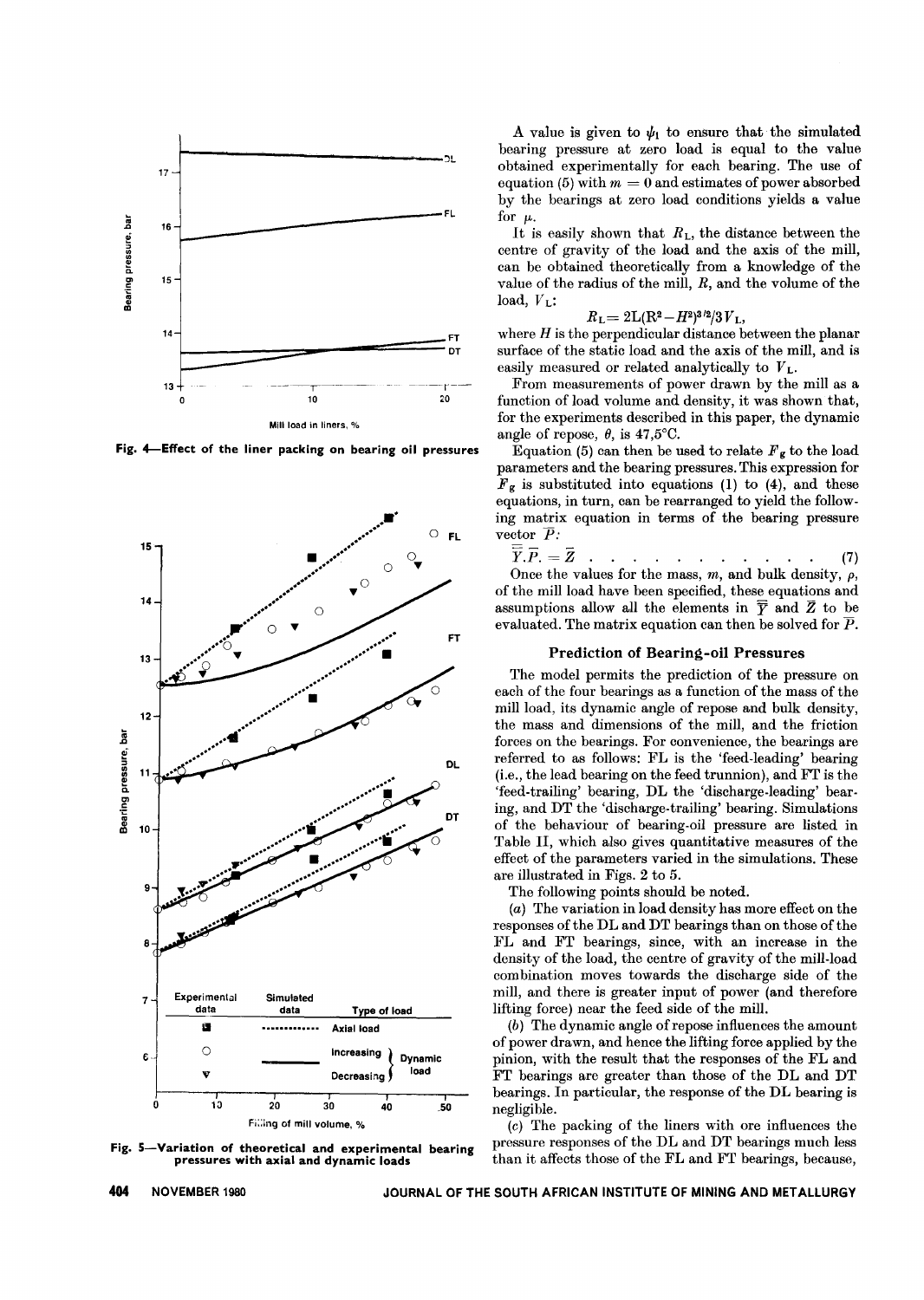Fig. 4—Effect of the liner packing on bearing oil pressures

Fig. 5—Variation of theoretical and experimental bearing pressures with axial and dynamic loads

A value is given to $\psi_1$ to ensure that the simulated bearing pressure at zero load is equal to the value obtained experimentally for each bearing. The use of equation (5) with $m = 0$ and estimates of power absorbed by the bearings at zero load conditions yields a value for $\mu$.

It is easily shown that $R_L$, the distance between the centre of gravity of the load and the axis of the mill, can be obtained theoretically from a knowledge of the value of the radius of the mill, $R$, and the volume of the load, $V_L$:

$$R_L = 2L(R^2 - H^2)^{3/2}/3V_L,$$

where $H$ is the perpendicular distance between the planar surface of the static load and the axis of the mill, and is easily measured or related analytically to $V_L$.

From measurements of power drawn by the mill as a function of load volume and density, it was shown that, for the experiments described in this paper, the dynamic angle of repose, $\theta$, is 47,5°C.

Equation (5) can then be used to relate $F_g$ to the load parameters and the bearing pressures. This expression for $F_g$ is substituted into equations (1) to (4), and these equations, in turn, can be rearranged to yield the following matrix equation in terms of the bearing pressure vector $\overline{P}$:

$$\overline{\overline{Y}}.\overline{P}. = \overline{Z} \quad . \quad . \quad . \quad . \quad . \quad . \quad . \quad . \quad . \quad . \quad . \quad (7)$$

Once the values for the mass, $m$, and bulk density, $\rho$, of the mill load have been specified, these equations and assumptions allow all the elements in $\overline{\overline{Y}}$ and $\overline{Z}$ to be evaluated. The matrix equation can then be solved for $\overline{P}$.

## Prediction of Bearing-oil Pressures

The model permits the prediction of the pressure on each of the four bearings as a function of the mass of the mill load, its dynamic angle of repose and bulk density, the mass and dimensions of the mill, and the friction forces on the bearings. For convenience, the bearings are referred to as follows: FL is the 'feed-leading' bearing (i.e., the lead bearing on the feed trunnion), and FT is the 'feed-trailing' bearing, DL the 'discharge-leading' bearing, and DT the 'discharge-trailing' bearing. Simulations of the behaviour of bearing-oil pressure are listed in Table II, which also gives quantitative measures of the effect of the parameters varied in the simulations. These are illustrated in Figs. 2 to 5.

The following points should be noted.

(*a*) The variation in load density has more effect on the responses of the DL and DT bearings than on those of the FL and FT bearings, since, with an increase in the density of the load, the centre of gravity of the mill-load combination moves towards the discharge side of the mill, and there is greater input of power (and therefore lifting force) near the feed side of the mill.

(*b*) The dynamic angle of repose influences the amount of power drawn, and hence the lifting force applied by the pinion, with the result that the responses of the FL and FT bearings are greater than those of the DL and DT bearings. In particular, the response of the DL bearing is negligible.

(*c*) The packing of the liners with ore influences the pressure responses of the DL and DT bearings much less than it affects those of the FL and FT bearings, because,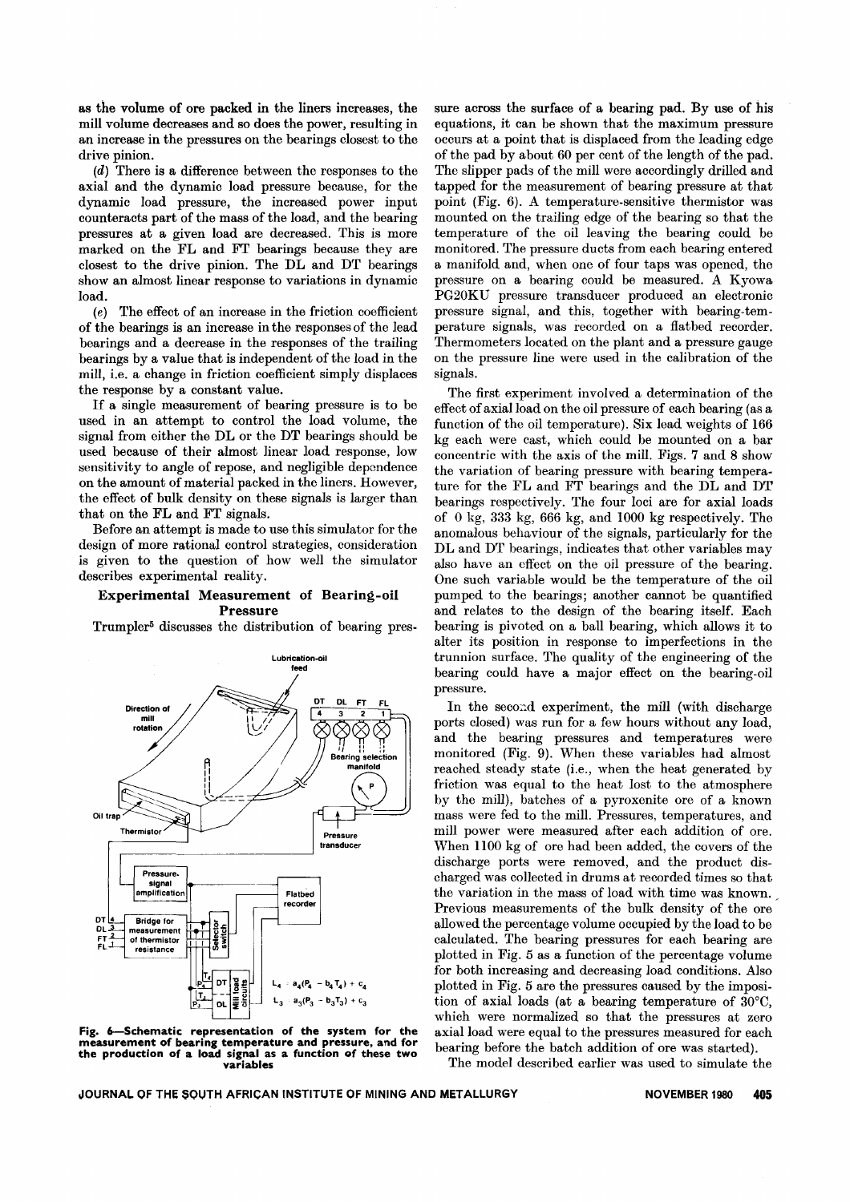as the volume of ore packed in the liners increases, the mill volume decreases and so does the power, resulting in an increase in the pressures on the bearings closest to the drive pinion.

(*d*) There is a difference between the responses to the axial and the dynamic load pressure because, for the dynamic load pressure, the increased power input counteracts part of the mass of the load, and the bearing pressures at a given load are decreased. This is more marked on the FL and FT bearings because they are closest to the drive pinion. The DL and DT bearings show an almost linear response to variations in dynamic load.

(*e*) The effect of an increase in the friction coefficient of the bearings is an increase in the responses of the lead bearings and a decrease in the responses of the trailing bearings by a value that is independent of the load in the mill, i.e. a change in friction coefficient simply displaces the response by a constant value.

If a single measurement of bearing pressure is to be used in an attempt to control the load volume, the signal from either the DL or the DT bearings should be used because of their almost linear load response, low sensitivity to angle of repose, and negligible dependence on the amount of material packed in the liners. However, the effect of bulk density on these signals is larger than that on the FL and FT signals.

Before an attempt is made to use this simulator for the design of more rational control strategies, consideration is given to the question of how well the simulator describes experimental reality.

## Experimental Measurement of Bearing-oil Pressure

Trumpler[5] discusses the distribution of bearing pressure across the surface of a bearing pad. By use of his equations, it can be shown that the maximum pressure occurs at a point that is displaced from the leading edge of the pad by about 60 per cent of the length of the pad. The slipper pads of the mill were accordingly drilled and tapped for the measurement of bearing pressure at that point (Fig. 6). A temperature-sensitive thermistor was mounted on the trailing edge of the bearing so that the temperature of the oil leaving the bearing could be monitored. The pressure ducts from each bearing entered a manifold and, when one of four taps was opened, the pressure on a bearing could be measured. A Kyowa PG20KU pressure transducer produced an electronic pressure signal, and this, together with bearing-temperature signals, was recorded on a flatbed recorder. Thermometers located on the plant and a pressure gauge on the pressure line were used in the calibration of the signals.

Fig. 6—Schematic representation of the system for the measurement of bearing temperature and pressure, and for the production of a load signal as a function of these two variables

The first experiment involved a determination of the effect of axial load on the oil pressure of each bearing (as a function of the oil temperature). Six lead weights of 166 kg each were cast, which could be mounted on a bar concentric with the axis of the mill. Figs. 7 and 8 show the variation of bearing pressure with bearing temperature for the FL and FT bearings and the DL and DT bearings respectively. The four loci are for axial loads of 0 kg, 333 kg, 666 kg, and 1000 kg respectively. The anomalous behaviour of the signals, particularly for the DL and DT bearings, indicates that other variables may also have an effect on the oil pressure of the bearing. One such variable would be the temperature of the oil pumped to the bearings; another cannot be quantified and relates to the design of the bearing itself. Each bearing is pivoted on a ball bearing, which allows it to alter its position in response to imperfections in the trunnion surface. The quality of the engineering of the bearing could have a major effect on the bearing-oil pressure.

In the second experiment, the mill (with discharge ports closed) was run for a few hours without any load, and the bearing pressures and temperatures were monitored (Fig. 9). When these variables had almost reached steady state (i.e., when the heat generated by friction was equal to the heat lost to the atmosphere by the mill), batches of a pyroxenite ore of a known mass were fed to the mill. Pressures, temperatures, and mill power were measured after each addition of ore. When 1100 kg of ore had been added, the covers of the discharge ports were removed, and the product discharged was collected in drums at recorded times so that the variation in the mass of load with time was known. Previous measurements of the bulk density of the ore allowed the percentage volume occupied by the load to be calculated. The bearing pressures for each bearing are plotted in Fig. 5 as a function of the percentage volume for both increasing and decreasing load conditions. Also plotted in Fig. 5 are the pressures caused by the imposition of axial loads (at a bearing temperature of 30°C, which were normalized so that the pressures at zero axial load were equal to the pressures measured for each bearing before the batch addition of ore was started).

The model described earlier was used to simulate the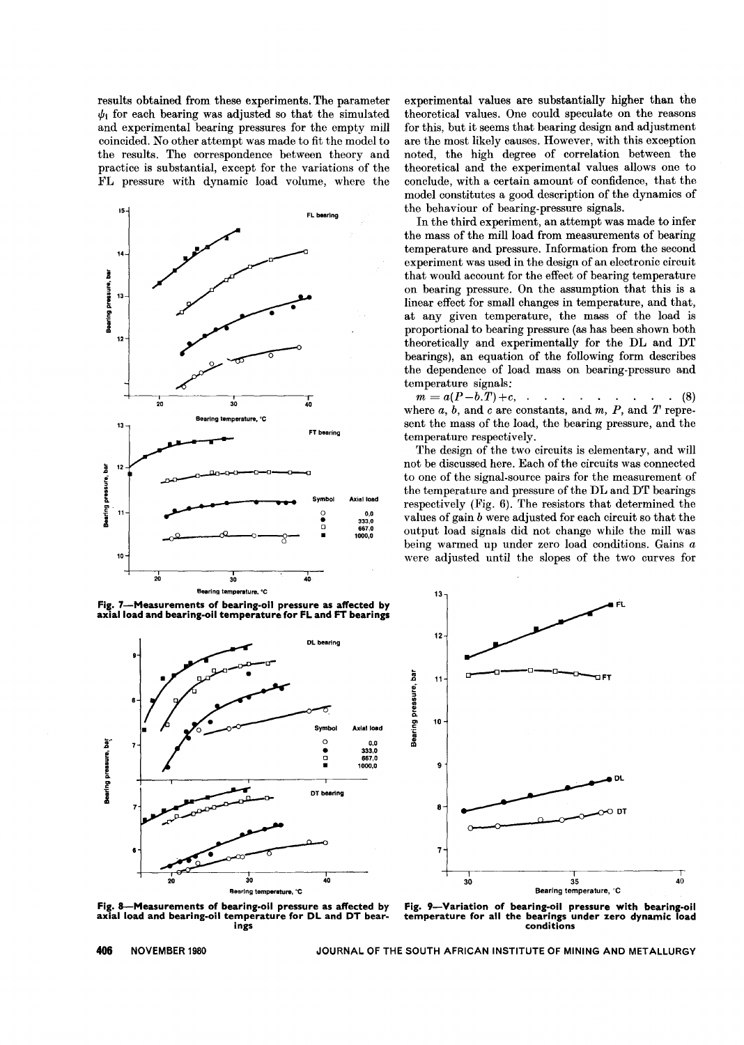results obtained from these experiments. The parameter $\psi_l$ for each bearing was adjusted so that the simulated and experimental bearing pressures for the empty mill coincided. No other attempt was made to fit the model to the results. The correspondence between theory and practice is substantial, except for the variations of the FL pressure with dynamic load volume, where the experimental values are substantially higher than the theoretical values. One could speculate on the reasons for this, but it seems that bearing design and adjustment are the most likely causes. However, with this exception noted, the high degree of correlation between the theoretical and the experimental values allows one to conclude, with a certain amount of confidence, that the model constitutes a good description of the dynamics of the behaviour of bearing-pressure signals.

In the third experiment, an attempt was made to infer the mass of the mill load from measurements of bearing temperature and pressure. Information from the second experiment was used in the design of an electronic circuit that would account for the effect of bearing temperature on bearing pressure. On the assumption that this is a linear effect for small changes in temperature, and that, at any given temperature, the mass of the load is proportional to bearing pressure (as has been shown both theoretically and experimentally for the DL and DT bearings), an equation of the following form describes the dependence of load mass on bearing-pressure and temperature signals:

$$m = a(P - b.T) + c, \quad (8)$$

where $a$, $b$, and $c$ are constants, and $m$, $P$, and $T$ represent the mass of the load, the bearing pressure, and the temperature respectively.

The design of the two circuits is elementary, and will not be discussed here. Each of the circuits was connected to one of the signal-source pairs for the measurement of the temperature and pressure of the DL and DT bearings respectively (Fig. 6). The resistors that determined the values of gain $b$ were adjusted for each circuit so that the output load signals did not change while the mill was being warmed up under zero load conditions. Gains $a$ were adjusted until the slopes of the two curves for

**Fig. 7—Measurements of bearing-oil pressure as affected by axial load and bearing-oil temperature for FL and FT bearings**

**Fig. 8—Measurements of bearing-oil pressure as affected by axial load and bearing-oil temperature for DL and DT bearings**

**Fig. 9—Variation of bearing-oil pressure with bearing-oil temperature for all the bearings under zero dynamic load conditions**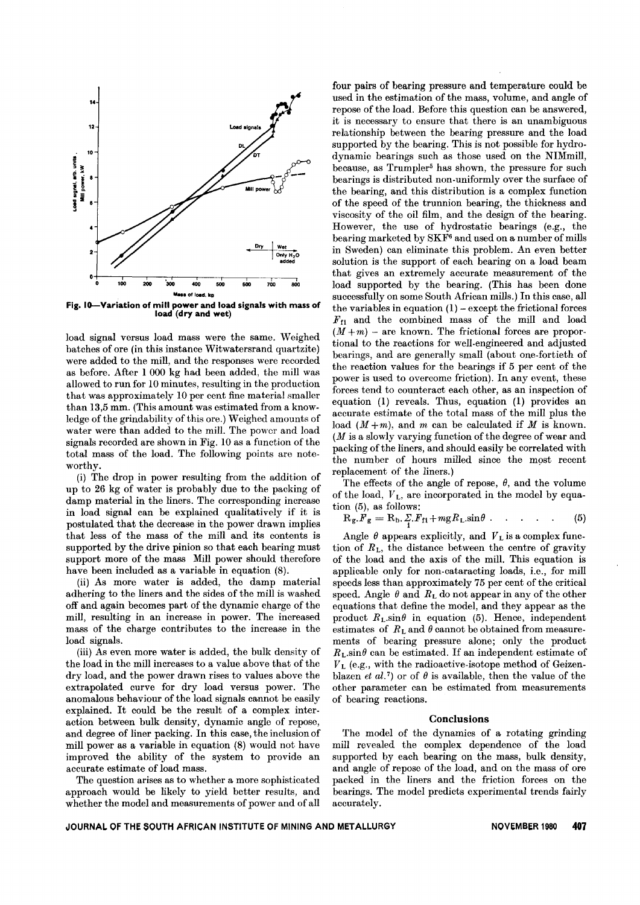Fig. 10—Variation of mill power and load signals with mass of load (dry and wet)

load signal versus load mass were the same. Weighed batches of ore (in this instance Witwatersrand quartzite) were added to the mill, and the responses were recorded as before. After 1 000 kg had been added, the mill was allowed to run for 10 minutes, resulting in the production that was approximately 10 per cent fine material smaller than 13,5 mm. (This amount was estimated from a knowledge of the grindability of this ore.) Weighed amounts of water were than added to the mill. The power and load signals recorded are shown in Fig. 10 as a function of the total mass of the load. The following points are noteworthy.

(i) The drop in power resulting from the addition of up to 26 kg of water is probably due to the packing of damp material in the liners. The corresponding increase in load signal can be explained qualitatively if it is postulated that the decrease in the power drawn implies that less of the mass of the mill and its contents is supported by the drive pinion so that each bearing must support more of the mass Mill power should therefore have been included as a variable in equation (8).

(ii) As more water is added, the damp material adhering to the liners and the sides of the mill is washed off and again becomes part of the dynamic charge of the mill, resulting in an increase in power. The increased mass of the charge contributes to the increase in the load signals.

(iii) As even more water is added, the bulk density of the load in the mill increases to a value above that of the dry load, and the power drawn rises to values above the extrapolated curve for dry load versus power. The anomalous behaviour of the load signals cannot be easily explained. It could be the result of a complex interaction between bulk density, dynamic angle of repose, and degree of liner packing. In this case, the inclusion of mill power as a variable in equation (8) would not have improved the ability of the system to provide an accurate estimate of load mass.

The question arises as to whether a more sophisticated approach would be likely to yield better results, and whether the model and measurements of power and of all four pairs of bearing pressure and temperature could be used in the estimation of the mass, volume, and angle of repose of the load. Before this question can be answered, it is necessary to ensure that there is an unambiguous relationship between the bearing pressure and the load supported by the bearing. This is not possible for hydrodynamic bearings such as those used on the NIMmill, because, as Trumpler[5] has shown, the pressure for such bearings is distributed non-uniformly over the surface of the bearing, and this distribution is a complex function of the speed of the trunnion bearing, the thickness and viscosity of the oil film, and the design of the bearing. However, the use of hydrostatic bearings (e.g., the bearing marketed by SKF[6] and used on a number of mills in Sweden) can eliminate this problem. An even better solution is the support of each bearing on a load beam that gives an extremely accurate measurement of the load supported by the bearing. (This has been done successfully on some South African mills.) In this case, all the variables in equation (1) – except the frictional forces $F_{f1}$ and the combined mass of the mill and load $(M+m)$ – are known. The frictional forces are proportional to the reactions for well-engineered and adjusted bearings, and are generally small (about one-fortieth of the reaction values for the bearings if 5 per cent of the power is used to overcome friction). In any event, these forces tend to counteract each other, as an inspection of equation (1) reveals. Thus, equation (1) provides an accurate estimate of the total mass of the mill plus the load $(M+m)$, and $m$ can be calculated if $M$ is known. ($M$ is a slowly varying function of the degree of wear and packing of the liners, and should easily be correlated with the number of hours milled since the most recent replacement of the liners.)

The effects of the angle of repose, $\theta$, and the volume of the load, $V_L$, are incorporated in the model by equation (5), as follows:

$$R_g.F_g = R_b.\sum_{1} F_{f1} + mgR_L.\sin\theta \quad . \quad . \quad . \quad . \quad . \quad (5)$$

Angle $\theta$ appears explicitly, and $V_L$ is a complex function of $R_L$, the distance between the centre of gravity of the load and the axis of the mill. This equation is applicable only for non-cataracting loads, i.e., for mill speeds less than approximately 75 per cent of the critical speed. Angle $\theta$ and $R_L$ do not appear in any of the other equations that define the model, and they appear as the product $R_L.\sin\theta$ in equation (5). Hence, independent estimates of $R_L$ and $\theta$ cannot be obtained from measurements of bearing pressure alone; only the product $R_L.\sin\theta$ can be estimated. If an independent estimate of $V_L$ (e.g., with the radioactive-isotope method of Geizenblazen *et al.*[7]) or of $\theta$ is available, then the value of the other parameter can be estimated from measurements of bearing reactions.

## Conclusions

The model of the dynamics of a rotating grinding mill revealed the complex dependence of the load supported by each bearing on the mass, bulk density, and angle of repose of the load, and on the mass of ore packed in the liners and the friction forces on the bearings. The model predicts experimental trends fairly accurately.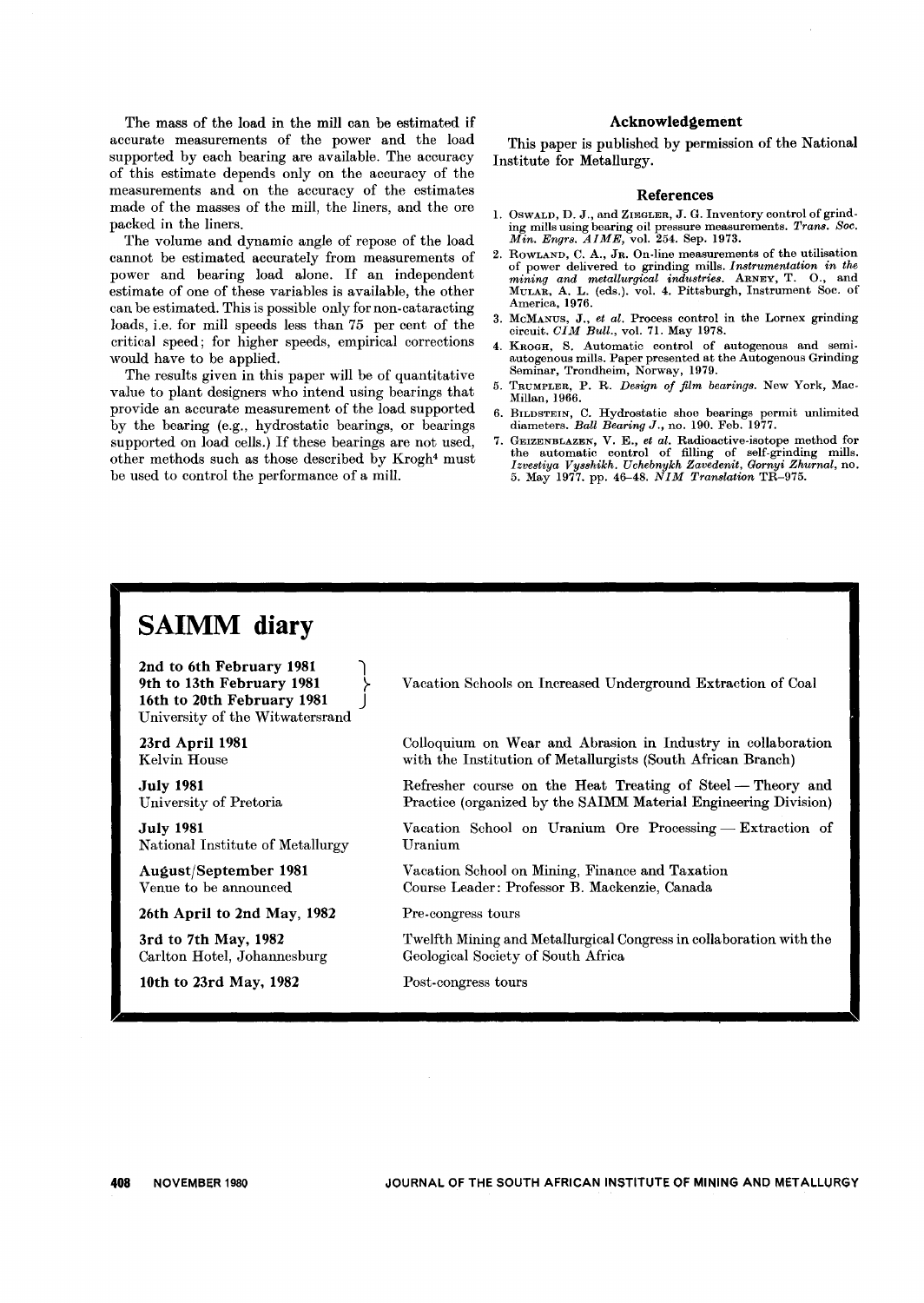The mass of the load in the mill can be estimated if accurate measurements of the power and the load supported by each bearing are available. The accuracy of this estimate depends only on the accuracy of the measurements and on the accuracy of the estimates made of the masses of the mill, the liners, and the ore packed in the liners.

The volume and dynamic angle of repose of the load cannot be estimated accurately from measurements of power and bearing load alone. If an independent estimate of one of these variables is available, the other can be estimated. This is possible only for non-cataracting loads, i.e. for mill speeds less than 75 per cent of the critical speed; for higher speeds, empirical corrections would have to be applied.

The results given in this paper will be of quantitative value to plant designers who intend using bearings that provide an accurate measurement of the load supported by the bearing (e.g., hydrostatic bearings, or bearings supported on load cells.) If these bearings are not used, other methods such as those described by Krogh[4] must be used to control the performance of a mill.

## Acknowledgement

This paper is published by permission of the National Institute for Metallurgy.

## References

1. Oswald, D. J., and Ziegler, J. G. Inventory control of grinding mills using bearing oil pressure measurements. *Trans. Soc. Min. Engrs. AIME*, vol. 254. Sep. 1973.
2. Rowland, C. A., Jr. On-line measurements of the utilisation of power delivered to grinding mills. *Instrumentation in the mining and metallurgical industries*. Arney, T. O., and Mular, A. L. (eds.). vol. 4. Pittsburgh, Instrument Soc. of America, 1976.
3. McManus, J., *et al.* Process control in the Lornex grinding circuit. *CIM Bull.*, vol. 71. May 1978.
4. Krogh, S. Automatic control of autogenous and semi-autogenous mills. Paper presented at the Autogenous Grinding Seminar, Trondheim, Norway, 1979.
5. Trumpler, P. R. *Design of film bearings*. New York, MacMillan, 1966.
6. Bildstein, C. Hydrostatic shoe bearings permit unlimited diameters. *Ball Bearing J.*, no. 190. Feb. 1977.
7. Geizenblazen, V. E., *et al.* Radioactive-isotope method for the automatic control of filling of self-grinding mills. *Izvestiya Vysshikh. Uchebnykh Zavedenit, Gornyi Zhurnal*, no. 5. May 1977. pp. 46–48. *NIM Translation* TR–975.

# SAIMM diary

| | |
|---|---|
| **2nd to 6th February 1981**<br>**9th to 13th February 1981**<br>**16th to 20th February 1981**<br>University of the Witwatersrand | Vacation Schools on Increased Underground Extraction of Coal |
| **23rd April 1981**<br>Kelvin House | Colloquium on Wear and Abrasion in Industry in collaboration with the Institution of Metallurgists (South African Branch) |
| **July 1981**<br>University of Pretoria | Refresher course on the Heat Treating of Steel — Theory and Practice (organized by the SAIMM Material Engineering Division) |
| **July 1981**<br>National Institute of Metallurgy | Vacation School on Uranium Ore Processing — Extraction of Uranium |
| **August/September 1981**<br>Venue to be announced | Vacation School on Mining, Finance and Taxation<br>Course Leader: Professor B. Mackenzie, Canada |
| **26th April to 2nd May, 1982** | Pre-congress tours |
| **3rd to 7th May, 1982**<br>Carlton Hotel, Johannesburg | Twelfth Mining and Metallurgical Congress in collaboration with the Geological Society of South Africa |
| **10th to 23rd May, 1982** | Post-congress tours |